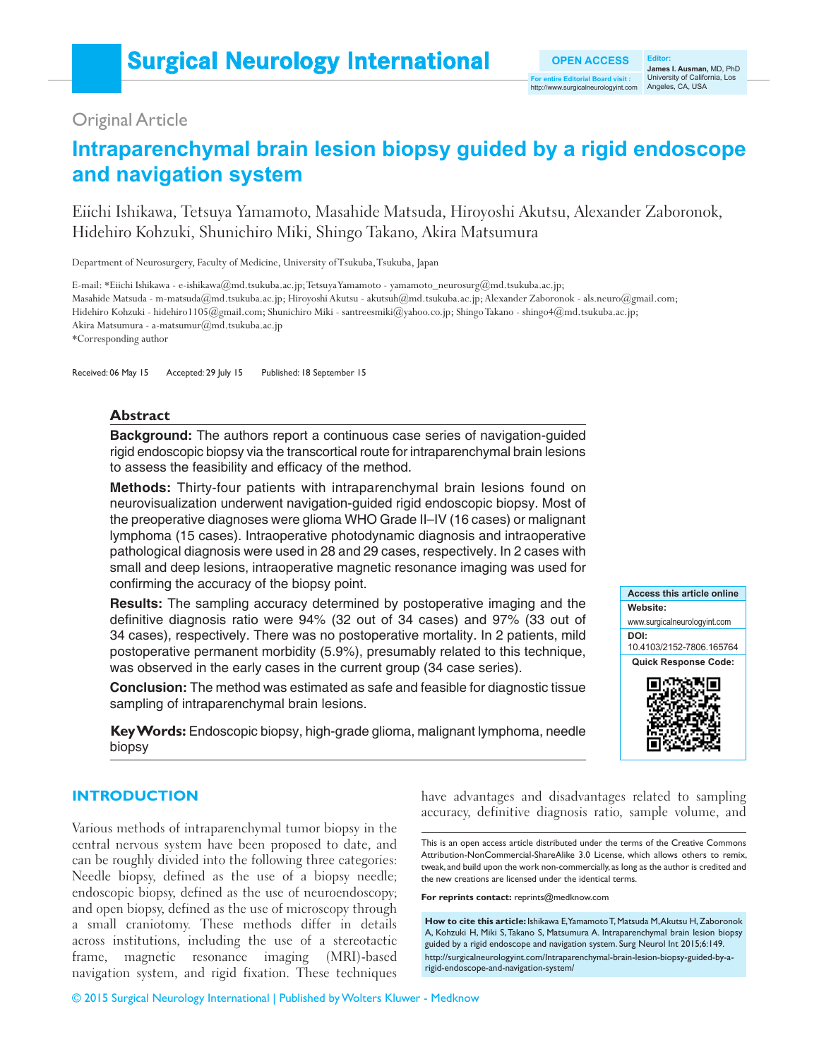Original Article

# Intraparenchymal brain lesion biopsy guided by a rigid endoscope and navigation system

Eiichi Ishikawa, Tetsuya Yamamoto, Masahide Matsuda, Hiroyoshi Akutsu, Alexander Zaboronok, Hidehiro Kohzuki, Shunichiro Miki, Shingo Takano, Akira Matsumura

Department of Neurosurgery, Faculty of Medicine, University of Tsukuba, Tsukuba, Japan

E-mail: *Eiichi Ishikawa - e-ishikawa@md.tsukuba.ac.jp; Tetsuya Yamamoto - yamamoto_neurosurg@md.tsukuba.ac.jp; Masahide Matsuda - m-matsuda@md.tsukuba.ac.jp; Hiroyoshi Akutsu - akutsuh@md.tsukuba.ac.jp; Alexander Zaboronok - als.neuro@gmail.com; Hidehiro Kohzuki - hidehiro1105@gmail.com; Shunichiro Miki - santreesmiki@yahoo.co.jp; Shingo Takano - shingo4@md.tsukuba.ac.jp; Akira Matsumura - a-matsumur@md.tsukuba.ac.jp
*Corresponding author

Received: 06 May 15 Accepted: 29 July 15 Published: 18 September 15

## Abstract

**Background:** The authors report a continuous case series of navigation-guided rigid endoscopic biopsy via the transcortical route for intraparenchymal brain lesions to assess the feasibility and efficacy of the method.

**Methods:** Thirty-four patients with intraparenchymal brain lesions found on neurovisualization underwent navigation-guided rigid endoscopic biopsy. Most of the preoperative diagnoses were glioma WHO Grade II–IV (16 cases) or malignant lymphoma (15 cases). Intraoperative photodynamic diagnosis and intraoperative pathological diagnosis were used in 28 and 29 cases, respectively. In 2 cases with small and deep lesions, intraoperative magnetic resonance imaging was used for confirming the accuracy of the biopsy point.

**Results:** The sampling accuracy determined by postoperative imaging and the definitive diagnosis ratio were 94% (32 out of 34 cases) and 97% (33 out of 34 cases), respectively. There was no postoperative mortality. In 2 patients, mild postoperative permanent morbidity (5.9%), presumably related to this technique, was observed in the early cases in the current group (34 case series).

**Conclusion:** The method was estimated as safe and feasible for diagnostic tissue sampling of intraparenchymal brain lesions.

**Key Words:** Endoscopic biopsy, high-grade glioma, malignant lymphoma, needle biopsy

Access this article online
Website: www.surgicalneurologyint.com
DOI: 10.4103/2152-7806.165764
Quick Response Code:

## INTRODUCTION

Various methods of intraparenchymal tumor biopsy in the central nervous system have been proposed to date, and can be roughly divided into the following three categories: Needle biopsy, defined as the use of a biopsy needle; endoscopic biopsy, defined as the use of neuroendoscopy; and open biopsy, defined as the use of microscopy through a small craniotomy. These methods differ in details across institutions, including the use of a stereotactic frame, magnetic resonance imaging (MRI)-based navigation system, and rigid fixation. These techniques have advantages and disadvantages related to sampling accuracy, definitive diagnosis ratio, sample volume, and

This is an open access article distributed under the terms of the Creative Commons Attribution-NonCommercial-ShareAlike 3.0 License, which allows others to remix, tweak, and build upon the work non-commercially, as long as the author is credited and the new creations are licensed under the identical terms.

**For reprints contact:** reprints@medknow.com

**How to cite this article:** Ishikawa E, Yamamoto T, Matsuda M, Akutsu H, Zaboronok A, Kohzuki H, Miki S, Takano S, Matsumura A. Intraparenchymal brain lesion biopsy guided by a rigid endoscope and navigation system. Surg Neurol Int 2015;6:149.
http://surgicalneurologyint.com/Intraparenchymal-brain-lesion-biopsy-guided-by-a-rigid-endoscope-and-navigation-system/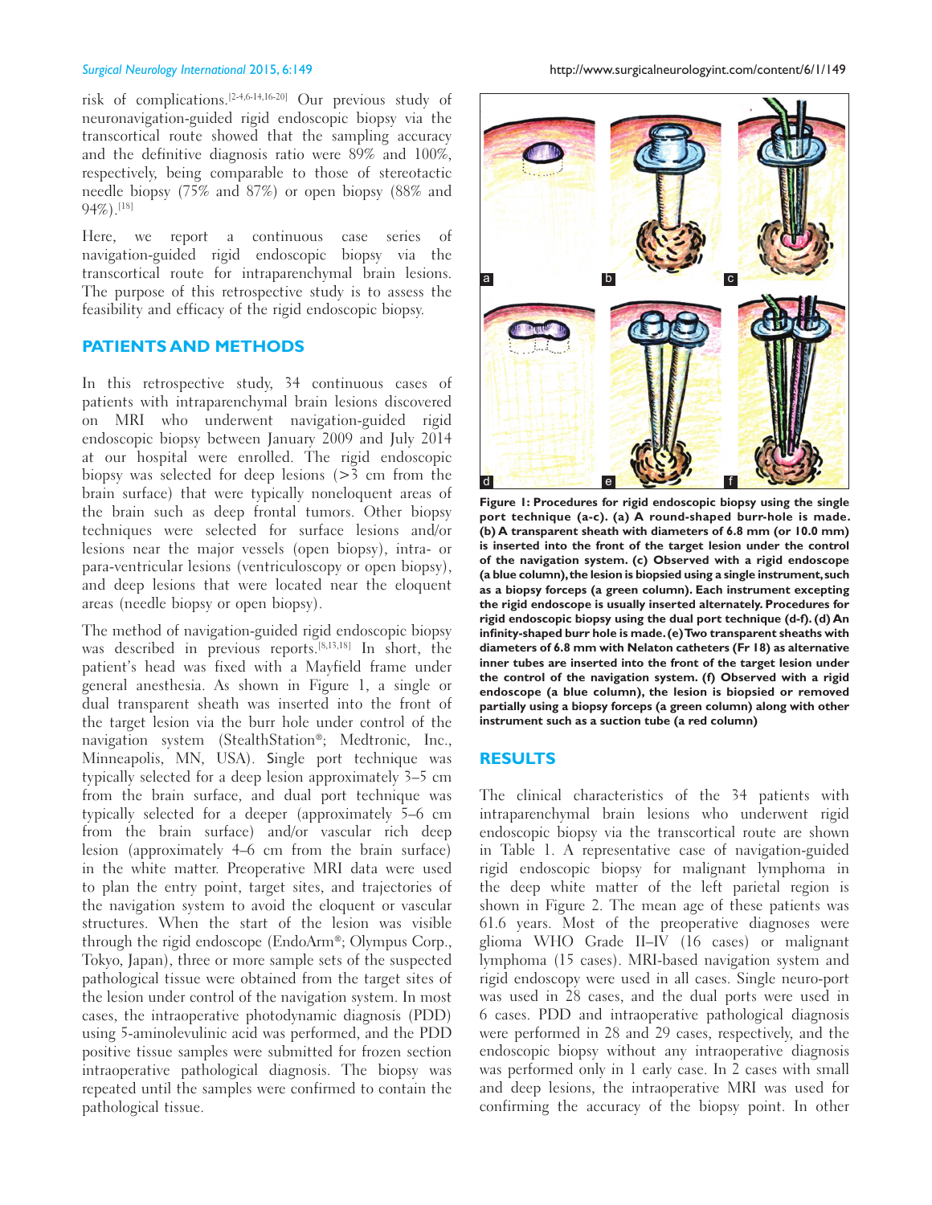risk of complications.[2-4,6-14,16-20] Our previous study of neuronavigation-guided rigid endoscopic biopsy via the transcortical route showed that the sampling accuracy and the definitive diagnosis ratio were 89% and 100%, respectively, being comparable to those of stereotactic needle biopsy (75% and 87%) or open biopsy (88% and 94%).[18]

Here, we report a continuous case series of navigation-guided rigid endoscopic biopsy via the transcortical route for intraparenchymal brain lesions. The purpose of this retrospective study is to assess the feasibility and efficacy of the rigid endoscopic biopsy.

## PATIENTS AND METHODS

In this retrospective study, 34 continuous cases of patients with intraparenchymal brain lesions discovered on MRI who underwent navigation-guided rigid endoscopic biopsy between January 2009 and July 2014 at our hospital were enrolled. The rigid endoscopic biopsy was selected for deep lesions (>3 cm from the brain surface) that were typically noneloquent areas of the brain such as deep frontal tumors. Other biopsy techniques were selected for surface lesions and/or lesions near the major vessels (open biopsy), intra- or para-ventricular lesions (ventriculoscopy or open biopsy), and deep lesions that were located near the eloquent areas (needle biopsy or open biopsy).

The method of navigation-guided rigid endoscopic biopsy was described in previous reports.[8,13,18] In short, the patient's head was fixed with a Mayfield frame under general anesthesia. As shown in Figure 1, a single or dual transparent sheath was inserted into the front of the target lesion via the burr hole under control of the navigation system (StealthStation®; Medtronic, Inc., Minneapolis, MN, USA). Single port technique was typically selected for a deep lesion approximately 3–5 cm from the brain surface, and dual port technique was typically selected for a deeper (approximately 5–6 cm from the brain surface) and/or vascular rich deep lesion (approximately 4–6 cm from the brain surface) in the white matter. Preoperative MRI data were used to plan the entry point, target sites, and trajectories of the navigation system to avoid the eloquent or vascular structures. When the start of the lesion was visible through the rigid endoscope (EndoArm®; Olympus Corp., Tokyo, Japan), three or more sample sets of the suspected pathological tissue were obtained from the target sites of the lesion under control of the navigation system. In most cases, the intraoperative photodynamic diagnosis (PDD) using 5-aminolevulinic acid was performed, and the PDD positive tissue samples were submitted for frozen section intraoperative pathological diagnosis. The biopsy was repeated until the samples were confirmed to contain the pathological tissue.

**Figure 1: Procedures for rigid endoscopic biopsy using the single port technique (a-c). (a) A round-shaped burr-hole is made. (b) A transparent sheath with diameters of 6.8 mm (or 10.0 mm) is inserted into the front of the target lesion under the control of the navigation system. (c) Observed with a rigid endoscope (a blue column), the lesion is biopsied using a single instrument, such as a biopsy forceps (a green column). Each instrument excepting the rigid endoscope is usually inserted alternately. Procedures for rigid endoscopic biopsy using the dual port technique (d-f). (d) An infinity-shaped burr hole is made. (e) Two transparent sheaths with diameters of 6.8 mm with Nelaton catheters (Fr 18) as alternative inner tubes are inserted into the front of the target lesion under the control of the navigation system. (f) Observed with a rigid endoscope (a blue column), the lesion is biopsied or removed partially using a biopsy forceps (a green column) along with other instrument such as a suction tube (a red column)**

## RESULTS

The clinical characteristics of the 34 patients with intraparenchymal brain lesions who underwent rigid endoscopic biopsy via the transcortical route are shown in Table 1. A representative case of navigation-guided rigid endoscopic biopsy for malignant lymphoma in the deep white matter of the left parietal region is shown in Figure 2. The mean age of these patients was 61.6 years. Most of the preoperative diagnoses were glioma WHO Grade II–IV (16 cases) or malignant lymphoma (15 cases). MRI-based navigation system and rigid endoscopy were used in all cases. Single neuro-port was used in 28 cases, and the dual ports were used in 6 cases. PDD and intraoperative pathological diagnosis were performed in 28 and 29 cases, respectively, and the endoscopic biopsy without any intraoperative diagnosis was performed only in 1 early case. In 2 cases with small and deep lesions, the intraoperative MRI was used for confirming the accuracy of the biopsy point. In other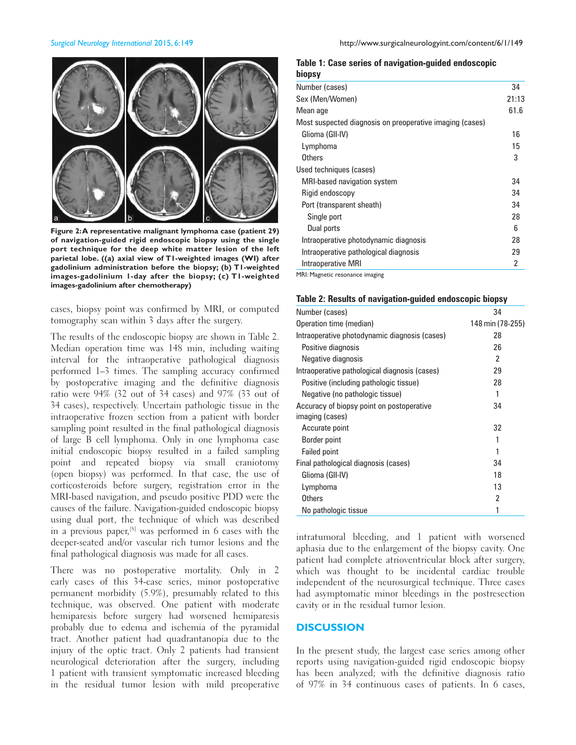Figure 2: A representative malignant lymphoma case (patient 29) of navigation-guided rigid endoscopic biopsy using the single port technique for the deep white matter lesion of the left parietal lobe. ((a) axial view of T1-weighted images (WI) after gadolinium administration before the biopsy; (b) T1-weighted images-gadolinium 1-day after the biopsy; (c) T1-weighted images-gadolinium after chemotherapy)

cases, biopsy point was confirmed by MRI, or computed tomography scan within 3 days after the surgery.

The results of the endoscopic biopsy are shown in Table 2. Median operation time was 148 min, including waiting interval for the intraoperative pathological diagnosis performed 1–3 times. The sampling accuracy confirmed by postoperative imaging and the definitive diagnosis ratio were 94% (32 out of 34 cases) and 97% (33 out of 34 cases), respectively. Uncertain pathologic tissue in the intraoperative frozen section from a patient with border sampling point resulted in the final pathological diagnosis of large B cell lymphoma. Only in one lymphoma case initial endoscopic biopsy resulted in a failed sampling point and repeated biopsy via small craniotomy (open biopsy) was performed. In that case, the use of corticosteroids before surgery, registration error in the MRI-based navigation, and pseudo positive PDD were the causes of the failure. Navigation-guided endoscopic biopsy using dual port, the technique of which was described in a previous paper,[8] was performed in 6 cases with the deeper-seated and/or vascular rich tumor lesions and the final pathological diagnosis was made for all cases.

There was no postoperative mortality. Only in 2 early cases of this 34-case series, minor postoperative permanent morbidity (5.9%), presumably related to this technique, was observed. One patient with moderate hemiparesis before surgery had worsened hemiparesis probably due to edema and ischemia of the pyramidal tract. Another patient had quadrantanopia due to the injury of the optic tract. Only 2 patients had transient neurological deterioration after the surgery, including 1 patient with transient symptomatic increased bleeding in the residual tumor lesion with mild preoperative intratumoral bleeding, and 1 patient with worsened aphasia due to the enlargement of the biopsy cavity. One patient had complete atrioventricular block after surgery, which was thought to be incidental cardiac trouble independent of the neurosurgical technique. Three cases had asymptomatic minor bleedings in the postresection cavity or in the residual tumor lesion.

**Table 1: Case series of navigation-guided endoscopic biopsy**

| | |
|---|---|
| Number (cases) | 34 |
| Sex (Men/Women) | 21:13 |
| Mean age | 61.6 |
| Most suspected diagnosis on preoperative imaging (cases) | |
| Glioma (GII-IV) | 16 |
| Lymphoma | 15 |
| Others | 3 |
| Used techniques (cases) | |
| MRI-based navigation system | 34 |
| Rigid endoscopy | 34 |
| Port (transparent sheath) | 34 |
| Single port | 28 |
| Dual ports | 6 |
| Intraoperative photodynamic diagnosis | 28 |
| Intraoperative pathological diagnosis | 29 |
| Intraoperative MRI | 2 |

MRI: Magnetic resonance imaging

**Table 2: Results of navigation-guided endoscopic biopsy**

| | |
|---|---|
| Number (cases) | 34 |
| Operation time (median) | 148 min (78-255) |
| Intraoperative photodynamic diagnosis (cases) | 28 |
| Positive diagnosis | 26 |
| Negative diagnosis | 2 |
| Intraoperative pathological diagnosis (cases) | 29 |
| Positive (including pathologic tissue) | 28 |
| Negative (no pathologic tissue) | 1 |
| Accuracy of biopsy point on postoperative imaging (cases) | 34 |
| Accurate point | 32 |
| Border point | 1 |
| Failed point | 1 |
| Final pathological diagnosis (cases) | 34 |
| Glioma (GII-IV) | 18 |
| Lymphoma | 13 |
| Others | 2 |
| No pathologic tissue | 1 |

## DISCUSSION

In the present study, the largest case series among other reports using navigation-guided rigid endoscopic biopsy has been analyzed; with the definitive diagnosis ratio of 97% in 34 continuous cases of patients. In 6 cases,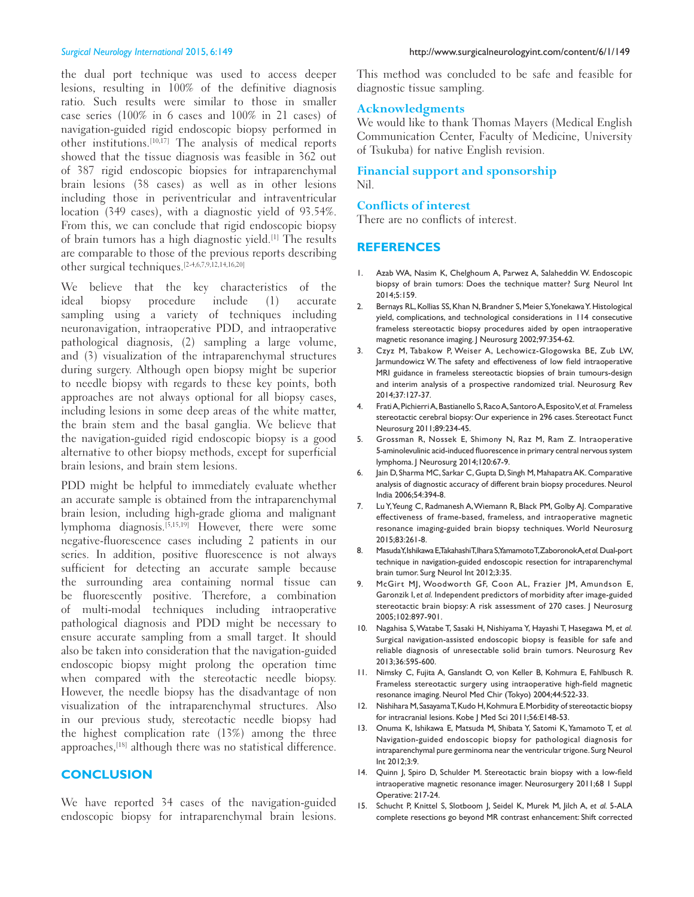the dual port technique was used to access deeper lesions, resulting in 100% of the definitive diagnosis ratio. Such results were similar to those in smaller case series (100% in 6 cases and 100% in 21 cases) of navigation-guided rigid endoscopic biopsy performed in other institutions.[10,17] The analysis of medical reports showed that the tissue diagnosis was feasible in 362 out of 387 rigid endoscopic biopsies for intraparenchymal brain lesions (38 cases) as well as in other lesions including those in periventricular and intraventricular location (349 cases), with a diagnostic yield of 93.54%. From this, we can conclude that rigid endoscopic biopsy of brain tumors has a high diagnostic yield.[1] The results are comparable to those of the previous reports describing other surgical techniques.[2-4,6,7,9,12,14,16,20]

We believe that the key characteristics of the ideal biopsy procedure include (1) accurate sampling using a variety of techniques including neuronavigation, intraoperative PDD, and intraoperative pathological diagnosis, (2) sampling a large volume, and (3) visualization of the intraparenchymal structures during surgery. Although open biopsy might be superior to needle biopsy with regards to these key points, both approaches are not always optional for all biopsy cases, including lesions in some deep areas of the white matter, the brain stem and the basal ganglia. We believe that the navigation-guided rigid endoscopic biopsy is a good alternative to other biopsy methods, except for superficial brain lesions, and brain stem lesions.

PDD might be helpful to immediately evaluate whether an accurate sample is obtained from the intraparenchymal brain lesion, including high-grade glioma and malignant lymphoma diagnosis.[5,15,19] However, there were some negative-fluorescence cases including 2 patients in our series. In addition, positive fluorescence is not always sufficient for detecting an accurate sample because the surrounding area containing normal tissue can be fluorescently positive. Therefore, a combination of multi-modal techniques including intraoperative pathological diagnosis and PDD might be necessary to ensure accurate sampling from a small target. It should also be taken into consideration that the navigation-guided endoscopic biopsy might prolong the operation time when compared with the stereotactic needle biopsy. However, the needle biopsy has the disadvantage of non visualization of the intraparenchymal structures. Also in our previous study, stereotactic needle biopsy had the highest complication rate (13%) among the three approaches,[18] although there was no statistical difference.

## CONCLUSION

We have reported 34 cases of the navigation-guided endoscopic biopsy for intraparenchymal brain lesions. This method was concluded to be safe and feasible for diagnostic tissue sampling.

### Acknowledgments

We would like to thank Thomas Mayers (Medical English Communication Center, Faculty of Medicine, University of Tsukuba) for native English revision.

### Financial support and sponsorship

Nil.

### Conflicts of interest

There are no conflicts of interest.

## REFERENCES

1. Azab WA, Nasim K, Chelghoum A, Parwez A, Salaheddin W. Endoscopic biopsy of brain tumors: Does the technique matter? Surg Neurol Int 2014;5:159.
2. Bernays RL, Kollias SS, Khan N, Brandner S, Meier S, Yonekawa Y. Histological yield, complications, and technological considerations in 114 consecutive frameless stereotactic biopsy procedures aided by open intraoperative magnetic resonance imaging. J Neurosurg 2002;97:354-62.
3. Czyz M, Tabakow P, Weiser A, Lechowicz-Glogowska BE, Zub LW, Jarmundowicz W. The safety and effectiveness of low field intraoperative MRI guidance in frameless stereotactic biopsies of brain tumours-design and interim analysis of a prospective randomized trial. Neurosurg Rev 2014;37:127-37.
4. Frati A, Pichierri A, Bastianello S, Raco A, Santoro A, Esposito V, *et al.* Frameless stereotactic cerebral biopsy: Our experience in 296 cases. Stereotact Funct Neurosurg 2011;89:234-45.
5. Grossman R, Nossek E, Shimony N, Raz M, Ram Z. Intraoperative 5-aminolevulinic acid-induced fluorescence in primary central nervous system lymphoma. J Neurosurg 2014;120:67-9.
6. Jain D, Sharma MC, Sarkar C, Gupta D, Singh M, Mahapatra AK. Comparative analysis of diagnostic accuracy of different brain biopsy procedures. Neurol India 2006;54:394-8.
7. Lu Y, Yeung C, Radmanesh A, Wiemann R, Black PM, Golby AJ. Comparative effectiveness of frame-based, frameless, and intraoperative magnetic resonance imaging-guided brain biopsy techniques. World Neurosurg 2015;83:261-8.
8. Masuda Y, Ishikawa E, Takahashi T, Ihara S, Yamamoto T, Zaboronok A, *et al.* Dual-port technique in navigation-guided endoscopic resection for intraparenchymal brain tumor. Surg Neurol Int 2012;3:35.
9. McGirt MJ, Woodworth GF, Coon AL, Frazier JM, Amundson E, Garonzik I, *et al.* Independent predictors of morbidity after image-guided stereotactic brain biopsy: A risk assessment of 270 cases. J Neurosurg 2005;102:897-901.
10. Nagahisa S, Watabe T, Sasaki H, Nishiyama Y, Hayashi T, Hasegawa M, *et al.* Surgical navigation-assisted endoscopic biopsy is feasible for safe and reliable diagnosis of unresectable solid brain tumors. Neurosurg Rev 2013;36:595-600.
11. Nimsky C, Fujita A, Ganslandt O, von Keller B, Kohmura E, Fahlbusch R. Frameless stereotactic surgery using intraoperative high-field magnetic resonance imaging. Neurol Med Chir (Tokyo) 2004;44:522-33.
12. Nishihara M, Sasayama T, Kudo H, Kohmura E. Morbidity of stereotactic biopsy for intracranial lesions. Kobe J Med Sci 2011;56:E148-53.
13. Onuma K, Ishikawa E, Matsuda M, Shibata Y, Satomi K, Yamamoto T, *et al.* Navigation-guided endoscopic biopsy for pathological diagnosis for intraparenchymal pure germinoma near the ventricular trigone. Surg Neurol Int 2012;3:9.
14. Quinn J, Spiro D, Schulder M. Stereotactic brain biopsy with a low-field intraoperative magnetic resonance imager. Neurosurgery 2011;68 1 Suppl Operative: 217-24.
15. Schucht P, Knittel S, Slotboom J, Seidel K, Murek M, Jilch A, *et al.* 5-ALA complete resections go beyond MR contrast enhancement: Shift corrected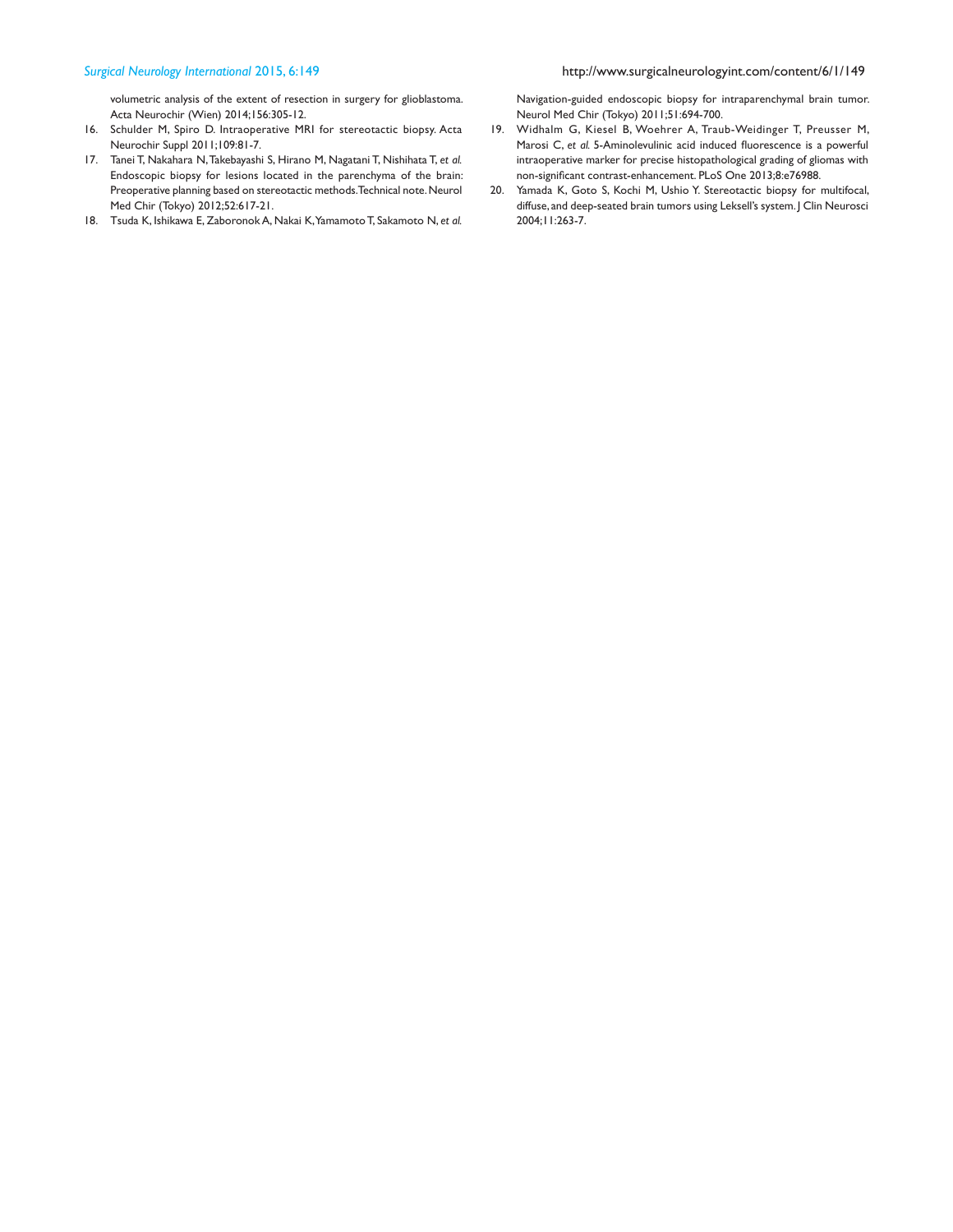volumetric analysis of the extent of resection in surgery for glioblastoma. Acta Neurochir (Wien) 2014;156:305-12.

16. Schulder M, Spiro D. Intraoperative MRI for stereotactic biopsy. Acta Neurochir Suppl 2011;109:81-7.
17. Tanei T, Nakahara N, Takebayashi S, Hirano M, Nagatani T, Nishihata T, *et al.* Endoscopic biopsy for lesions located in the parenchyma of the brain: Preoperative planning based on stereotactic methods. Technical note. Neurol Med Chir (Tokyo) 2012;52:617-21.
18. Tsuda K, Ishikawa E, Zaboronok A, Nakai K, Yamamoto T, Sakamoto N, *et al.* Navigation-guided endoscopic biopsy for intraparenchymal brain tumor. Neurol Med Chir (Tokyo) 2011;51:694-700.
19. Widhalm G, Kiesel B, Woehrer A, Traub-Weidinger T, Preusser M, Marosi C, *et al.* 5-Aminolevulinic acid induced fluorescence is a powerful intraoperative marker for precise histopathological grading of gliomas with non-significant contrast-enhancement. PLoS One 2013;8:e76988.
20. Yamada K, Goto S, Kochi M, Ushio Y. Stereotactic biopsy for multifocal, diffuse, and deep-seated brain tumors using Leksell's system. J Clin Neurosci 2004;11:263-7.